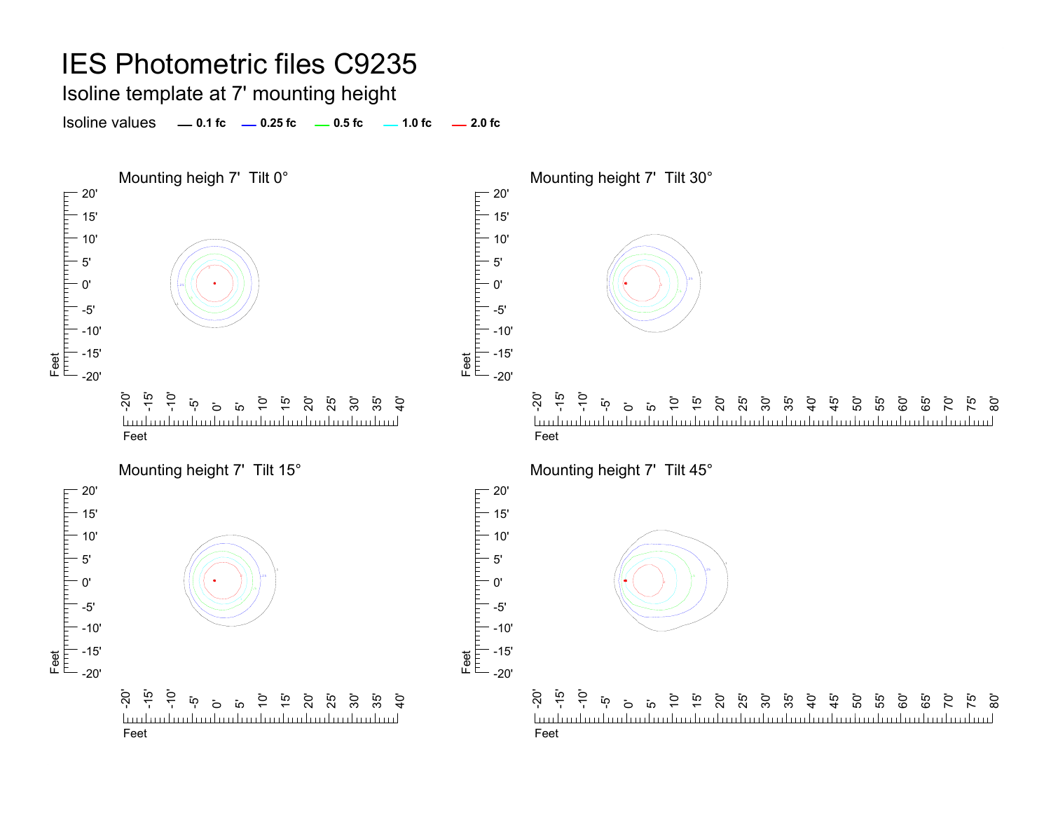# IES Photometric files C9235

## Isoline template at 7' mounting height

Isoline values — 0.1 fc — 0.25 fc — 0.5 fc — 1.0 fc — 2.0 fc

Mounting heigh 7' Tilt 0°

Mounting height 7' Tilt 30°

Mounting height 7' Tilt 15°

Mounting height 7' Tilt 45°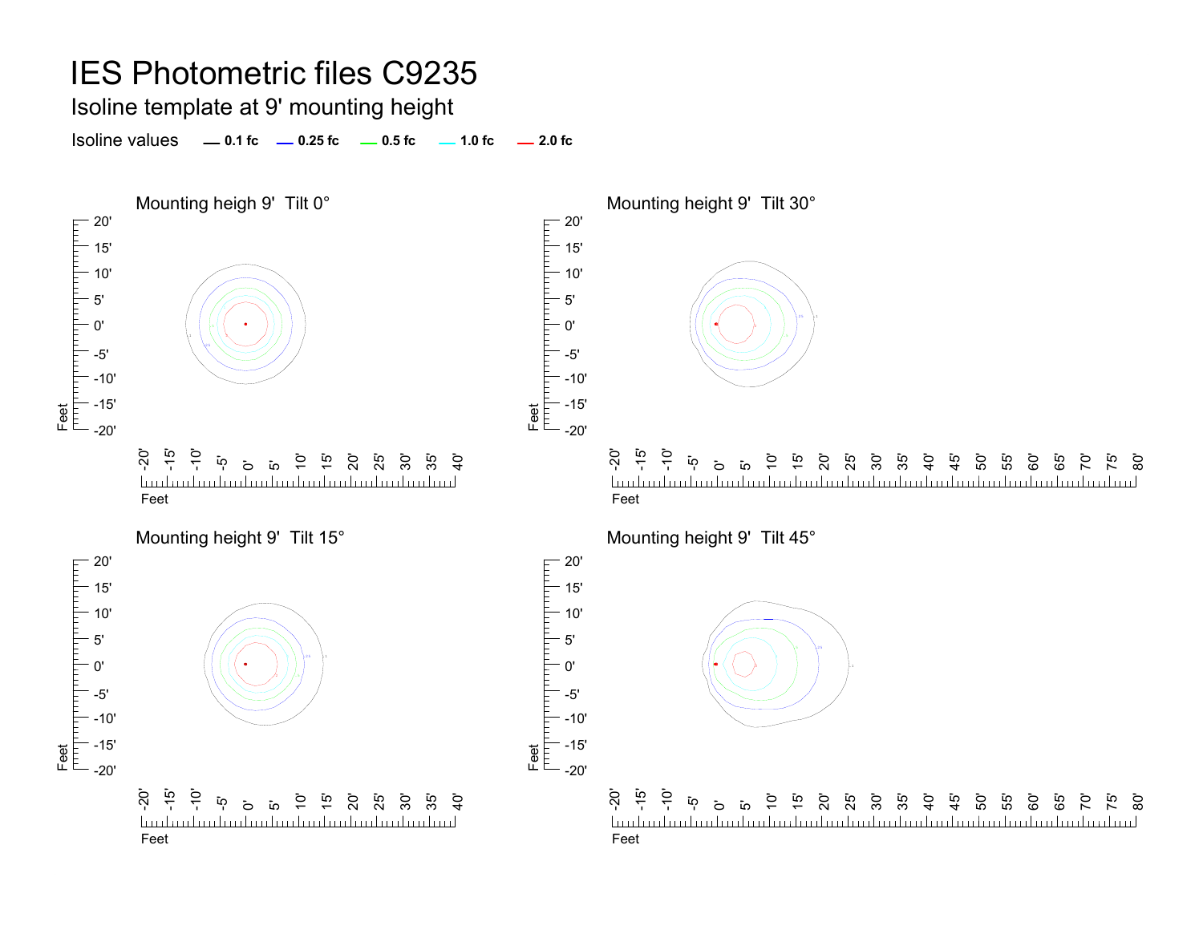# IES Photometric files C9235

## Isoline template at 9' mounting height

Isoline values — 0.1 fc — 0.25 fc — 0.5 fc — 1.0 fc — 2.0 fc

Mounting heigh 9' Tilt 0°

Mounting height 9' Tilt 30°

Mounting height 9' Tilt 15°

Mounting height 9' Tilt 45°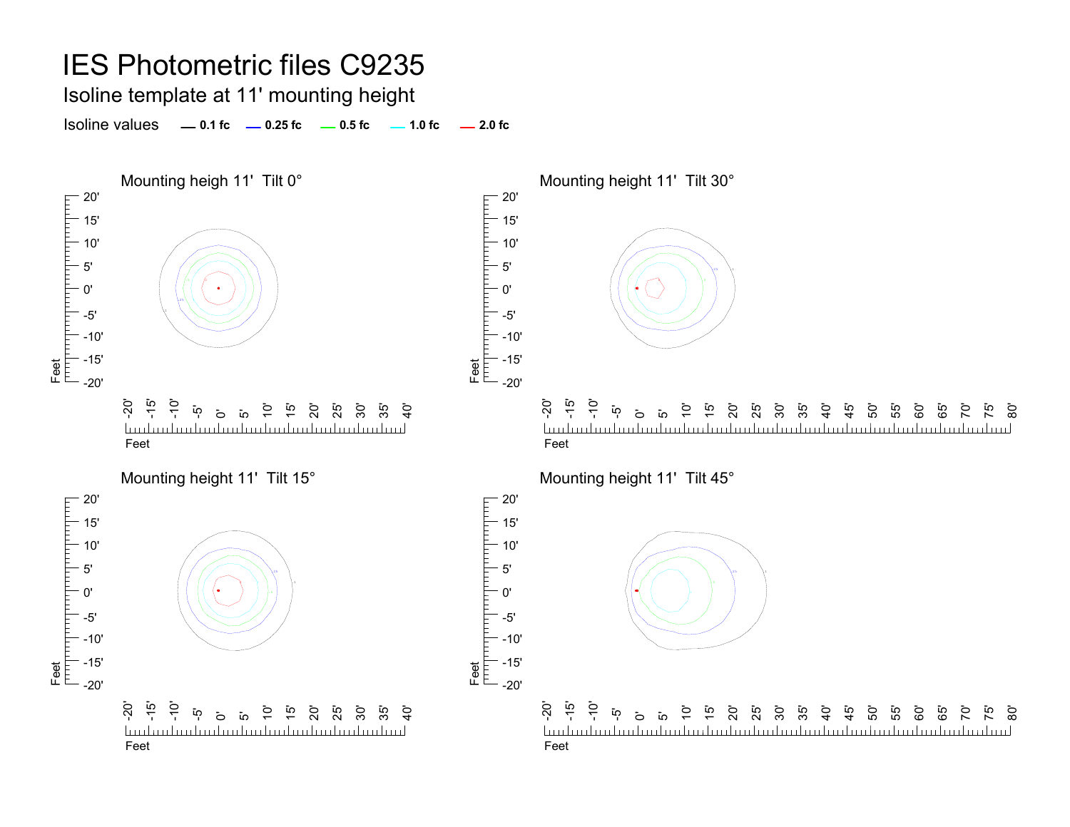# IES Photometric files C9235

## Isoline template at 11' mounting height

Isoline values — 0.1 fc — 0.25 fc — 0.5 fc — 1.0 fc — 2.0 fc

### Mounting heigh 11' Tilt 0°

### Mounting height 11' Tilt 30°

### Mounting height 11' Tilt 15°

### Mounting height 11' Tilt 45°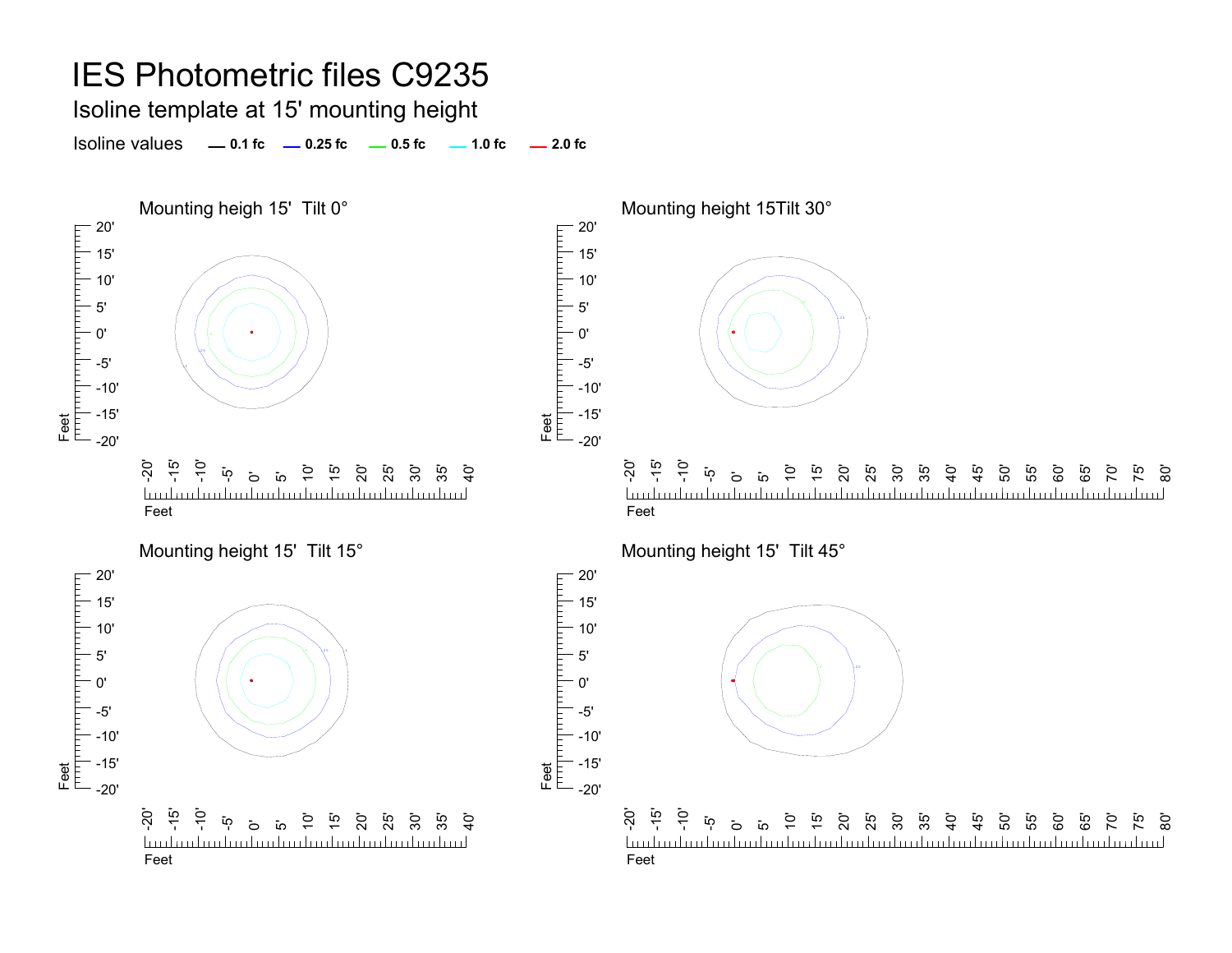# IES Photometric files C9235

## Isoline template at 15' mounting height

Isoline values — 0.1 fc — 0.25 fc — 0.5 fc — 1.0 fc — 2.0 fc

Mounting heigh 15'  Tilt 0°

Mounting height 15Tilt 30°

Mounting height 15'  Tilt 15°

Mounting height 15'  Tilt 45°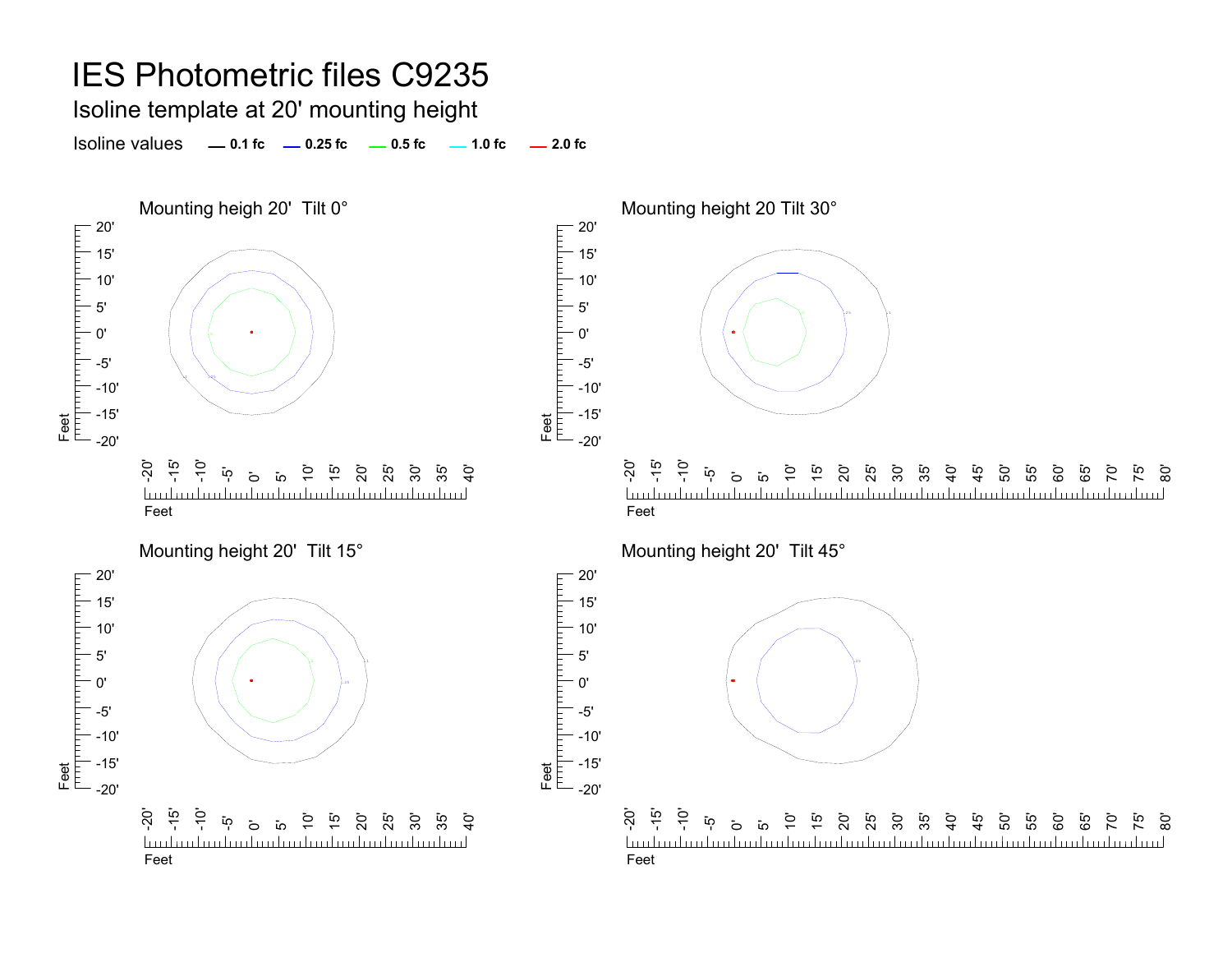# IES Photometric files C9235

## Isoline template at 20' mounting height

Isoline values — 0.1 fc — 0.25 fc — 0.5 fc — 1.0 fc — 2.0 fc

Mounting heigh 20'  Tilt 0°

Mounting height 20 Tilt 30°

Mounting height 20'  Tilt 15°

Mounting height 20'  Tilt 45°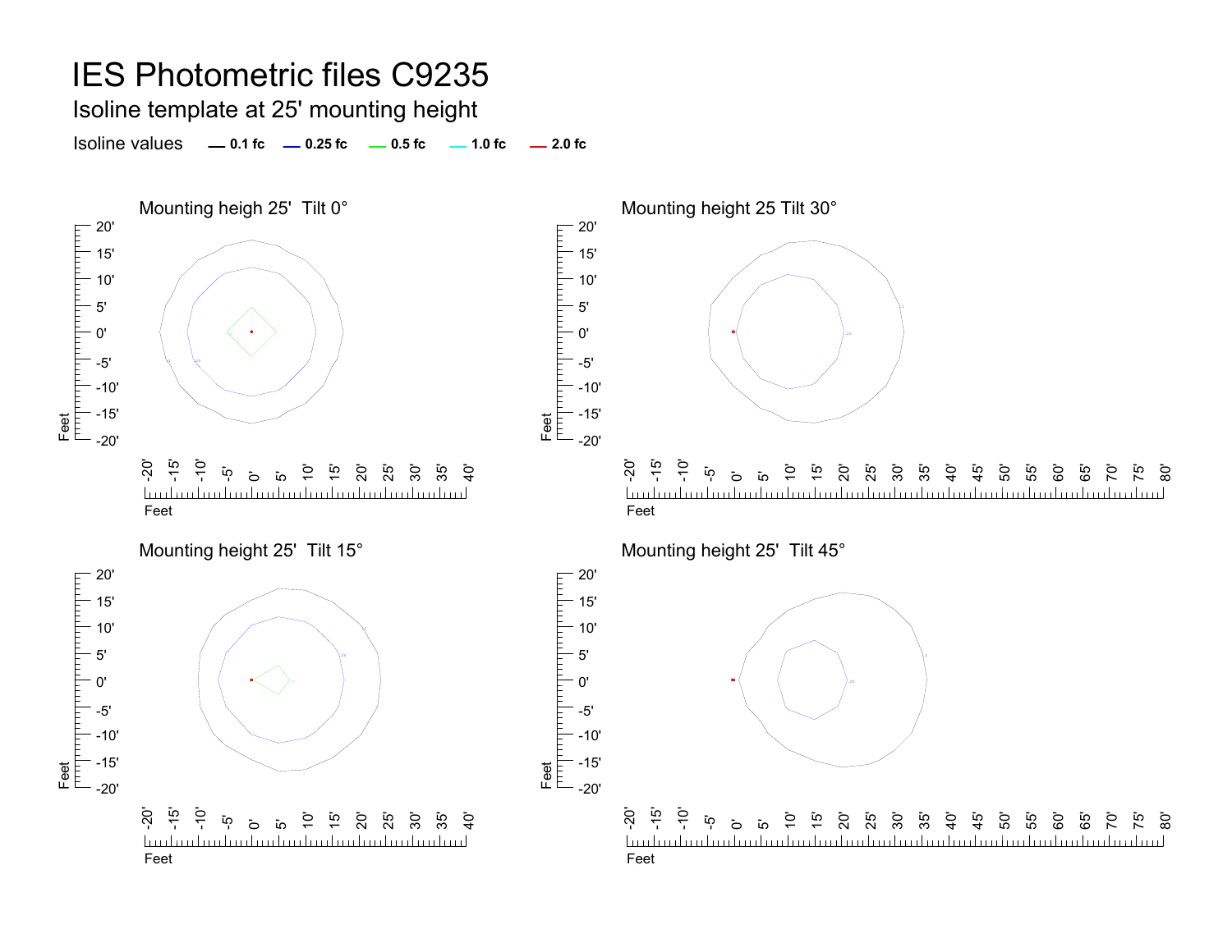# IES Photometric files C9235

## Isoline template at 25' mounting height

Isoline values — 0.1 fc — 0.25 fc — 0.5 fc — 1.0 fc — 2.0 fc

### Mounting heigh 25' Tilt 0°

### Mounting height 25 Tilt 30°

### Mounting height 25' Tilt 15°

### Mounting height 25' Tilt 45°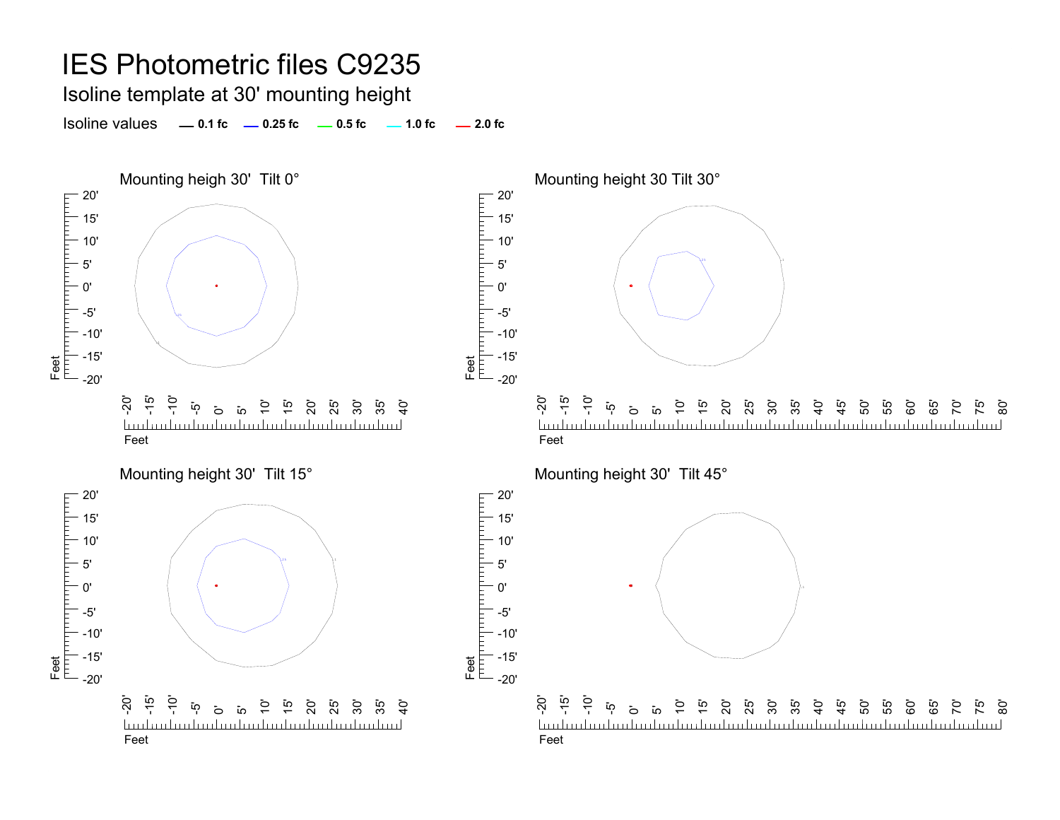# IES Photometric files C9235

## Isoline template at 30' mounting height

Isoline values — 0.1 fc — 0.25 fc — 0.5 fc — 1.0 fc — 2.0 fc

### Mounting heigh 30' Tilt 0°

### Mounting height 30 Tilt 30°

### Mounting height 30' Tilt 15°

### Mounting height 30' Tilt 45°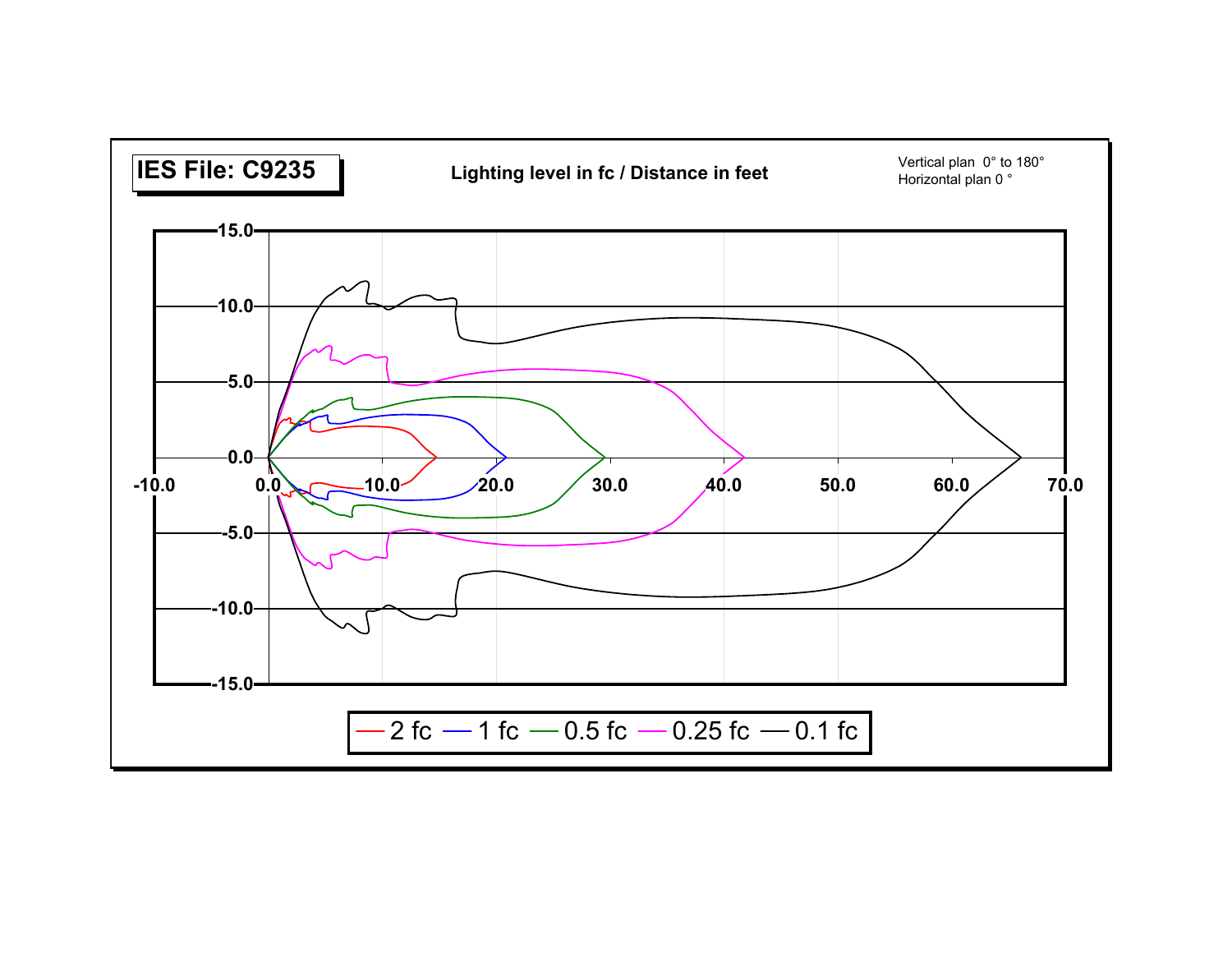IES File: C9235

Lighting level in fc / Distance in feet

Vertical plan 0° to 180°
Horizontal plan 0 °

15.0
10.0
5.0
0.0
-5.0
-10.0
-15.0

-10.0
0.0
10.0
20.0
30.0
40.0
50.0
60.0
70.0

2 fc
1 fc
0.5 fc
0.25 fc
0.1 fc